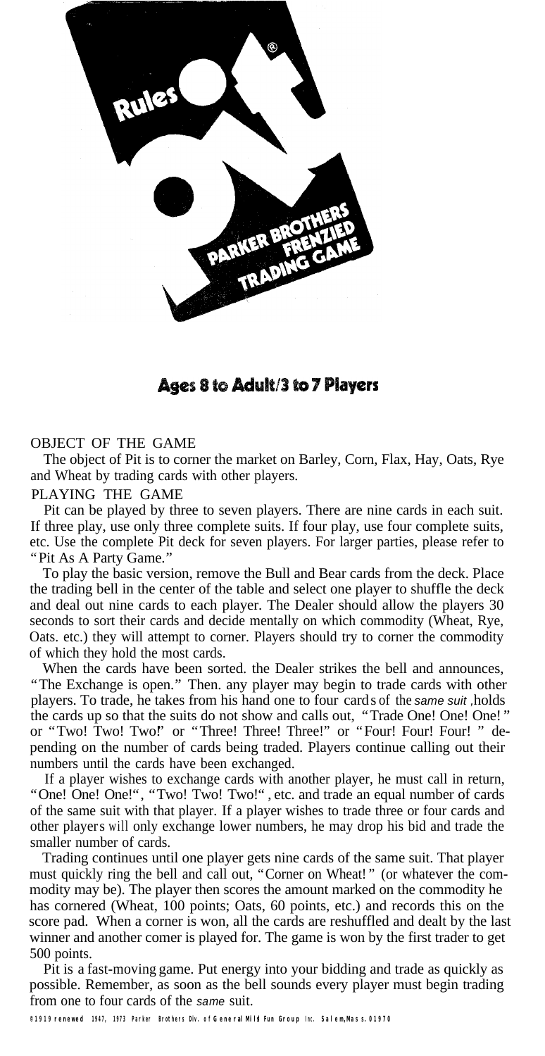# Rules

# Pit®

**PARKER BROTHERS FRENZIED TRADING GAME**

**Ages 8 to Adult/3 to 7 Players**

## OBJECT OF THE GAME

The object of Pit is to corner the market on Barley, Corn, Flax, Hay, Oats, Rye and Wheat by trading cards with other players.

## PLAYING THE GAME

Pit can be played by three to seven players. There are nine cards in each suit. If three play, use only three complete suits. If four play, use four complete suits, etc. Use the complete Pit deck for seven players. For larger parties, please refer to "Pit As A Party Game."

To play the basic version, remove the Bull and Bear cards from the deck. Place the trading bell in the center of the table and select one player to shuffle the deck and deal out nine cards to each player. The Dealer should allow the players 30 seconds to sort their cards and decide mentally on which commodity (Wheat, Rye, Oats. etc.) they will attempt to corner. Players should try to corner the commodity of which they hold the most cards.

When the cards have been sorted. the Dealer strikes the bell and announces, "The Exchange is open." Then. any player may begin to trade cards with other players. To trade, he takes from his hand one to four cards of the *same suit* ,holds the cards up so that the suits do not show and calls out, "Trade One! One! One!" or "Two! Two! Two!" or "Three! Three! Three!" or "Four! Four! Four!" depending on the number of cards being traded. Players continue calling out their numbers until the cards have been exchanged.

If a player wishes to exchange cards with another player, he must call in return, "One! One! One!", "Two! Two! Two!", etc. and trade an equal number of cards of the same suit with that player. If a player wishes to trade three or four cards and other players will only exchange lower numbers, he may drop his bid and trade the smaller number of cards.

Trading continues until one player gets nine cards of the same suit. That player must quickly ring the bell and call out, "Corner on Wheat!" (or whatever the commodity may be). The player then scores the amount marked on the commodity he has cornered (Wheat, 100 points; Oats, 60 points, etc.) and records this on the score pad. When a corner is won, all the cards are reshuffled and dealt by the last winner and another comer is played for. The game is won by the first trader to get 500 points.

Pit is a fast-moving game. Put energy into your bidding and trade as quickly as possible. Remember, as soon as the bell sounds every player must begin trading from one to four cards of the *same* suit.

©1919 renewed 1947, 1973 Parker Brothers Div. of General Mild Fun Group Inc. Salem,Mass. 01970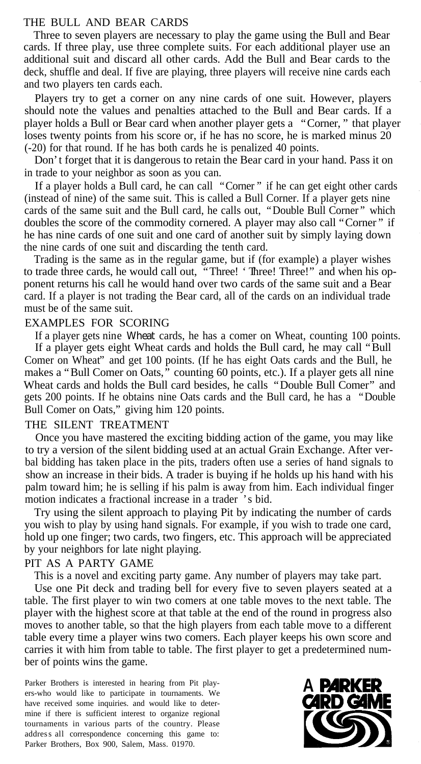## THE BULL AND BEAR CARDS

Three to seven players are necessary to play the game using the Bull and Bear cards. If three play, use three complete suits. For each additional player use an additional suit and discard all other cards. Add the Bull and Bear cards to the deck, shuffle and deal. If five are playing, three players will receive nine cards each and two players ten cards each.

Players try to get a corner on any nine cards of one suit. However, players should note the values and penalties attached to the Bull and Bear cards. If a player holds a Bull or Bear card when another player gets a "Corner," that player loses twenty points from his score or, if he has no score, he is marked minus 20 (-20) for that round. If he has both cards he is penalized 40 points.

Don't forget that it is dangerous to retain the Bear card in your hand. Pass it on in trade to your neighbor as soon as you can.

If a player holds a Bull card, he can call "Corner" if he can get eight other cards (instead of nine) of the same suit. This is called a Bull Corner. If a player gets nine cards of the same suit and the Bull card, he calls out, "Double Bull Corner" which doubles the score of the commodity cornered. A player may also call "Corner" if he has nine cards of one suit and one card of another suit by simply laying down the nine cards of one suit and discarding the tenth card.

Trading is the same as in the regular game, but if (for example) a player wishes to trade three cards, he would call out, "Three! 'Three! Three!" and when his opponent returns his call he would hand over two cards of the same suit and a Bear card. If a player is not trading the Bear card, all of the cards on an individual trade must be of the same suit.

## EXAMPLES FOR SCORING

If a player gets nine *Wheat* cards, he has a comer on Wheat, counting 100 points.

If a player gets eight Wheat cards and holds the Bull card, he may call "Bull Comer on Wheat" and get 100 points. (If he has eight Oats cards and the Bull, he makes a "Bull Comer on Oats," counting 60 points, etc.). If a player gets all nine Wheat cards and holds the Bull card besides, he calls "Double Bull Comer" and gets 200 points. If he obtains nine Oats cards and the Bull card, he has a "Double Bull Comer on Oats," giving him 120 points.

## THE SILENT TREATMENT

Once you have mastered the exciting bidding action of the game, you may like to try a version of the silent bidding used at an actual Grain Exchange. After verbal bidding has taken place in the pits, traders often use a series of hand signals to show an increase in their bids. A trader is buying if he holds up his hand with his palm toward him; he is selling if his palm is away from him. Each individual finger motion indicates a fractional increase in a trader's bid.

Try using the silent approach to playing Pit by indicating the number of cards you wish to play by using hand signals. For example, if you wish to trade one card, hold up one finger; two cards, two fingers, etc. This approach will be appreciated by your neighbors for late night playing.

## PIT AS A PARTY GAME

This is a novel and exciting party game. Any number of players may take part.

Use one Pit deck and trading bell for every five to seven players seated at a table. The first player to win two comers at one table moves to the next table. The player with the highest score at that table at the end of the round in progress also moves to another table, so that the high players from each table move to a different table every time a player wins two comers. Each player keeps his own score and carries it with him from table to table. The first player to get a predetermined number of points wins the game.

Parker Brothers is interested in hearing from Pit players-who would like to participate in tournaments. We have received some inquiries. and would like to determine if there is sufficient interest to organize regional tournaments in various parts of the country. Please address all correspondence concerning this game to: Parker Brothers, Box 900, Salem, Mass. 01970.

A PARKER CARD GAME